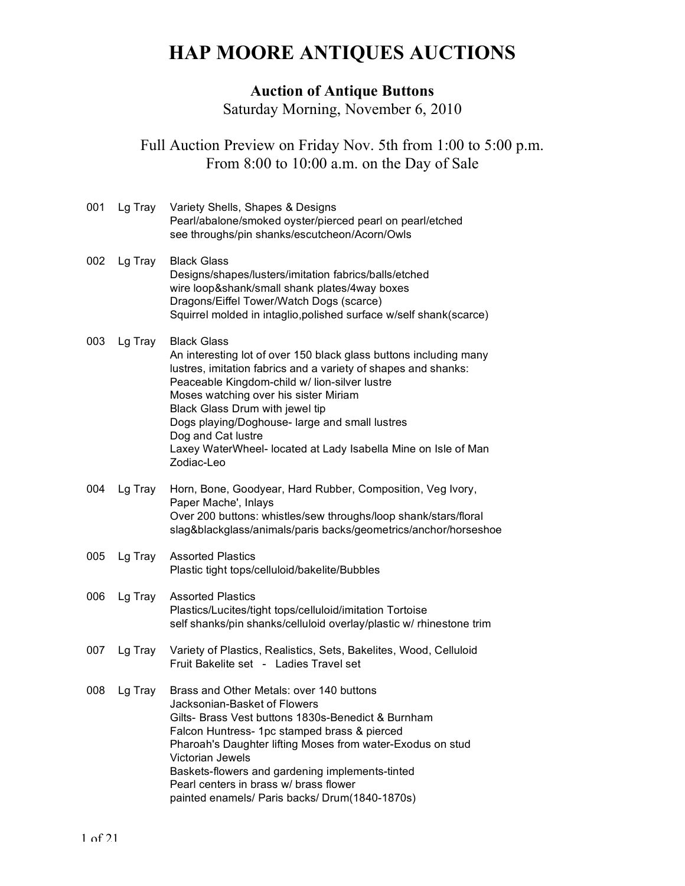# HAP MOORE ANTIQUES AUCTIONS

## Auction of Antique Buttons

Saturday Morning, November 6, 2010

Full Auction Preview on Friday Nov. 5th from 1:00 to 5:00 p.m.
From 8:00 to 10:00 a.m. on the Day of Sale

001 Lg Tray Variety Shells, Shapes & Designs
Pearl/abalone/smoked oyster/pierced pearl on pearl/etched
see throughs/pin shanks/escutcheon/Acorn/Owls

002 Lg Tray Black Glass
Designs/shapes/lusters/imitation fabrics/balls/etched
wire loop&shank/small shank plates/4way boxes
Dragons/Eiffel Tower/Watch Dogs (scarce)
Squirrel molded in intaglio,polished surface w/self shank(scarce)

003 Lg Tray Black Glass
An interesting lot of over 150 black glass buttons including many
lustres, imitation fabrics and a variety of shapes and shanks:
Peaceable Kingdom-child w/ lion-silver lustre
Moses watching over his sister Miriam
Black Glass Drum with jewel tip
Dogs playing/Doghouse- large and small lustres
Dog and Cat lustre
Laxey WaterWheel- located at Lady Isabella Mine on Isle of Man
Zodiac-Leo

004 Lg Tray Horn, Bone, Goodyear, Hard Rubber, Composition, Veg Ivory,
Paper Mache', Inlays
Over 200 buttons: whistles/sew throughs/loop shank/stars/floral
slag&blackglass/animals/paris backs/geometrics/anchor/horseshoe

005 Lg Tray Assorted Plastics
Plastic tight tops/celluloid/bakelite/Bubbles

006 Lg Tray Assorted Plastics
Plastics/Lucites/tight tops/celluloid/imitation Tortoise
self shanks/pin shanks/celluloid overlay/plastic w/ rhinestone trim

007 Lg Tray Variety of Plastics, Realistics, Sets, Bakelites, Wood, Celluloid
Fruit Bakelite set - Ladies Travel set

008 Lg Tray Brass and Other Metals: over 140 buttons
Jacksonian-Basket of Flowers
Gilts- Brass Vest buttons 1830s-Benedict & Burnham
Falcon Huntress- 1pc stamped brass & pierced
Pharoah's Daughter lifting Moses from water-Exodus on stud
Victorian Jewels
Baskets-flowers and gardening implements-tinted
Pearl centers in brass w/ brass flower
painted enamels/ Paris backs/ Drum(1840-1870s)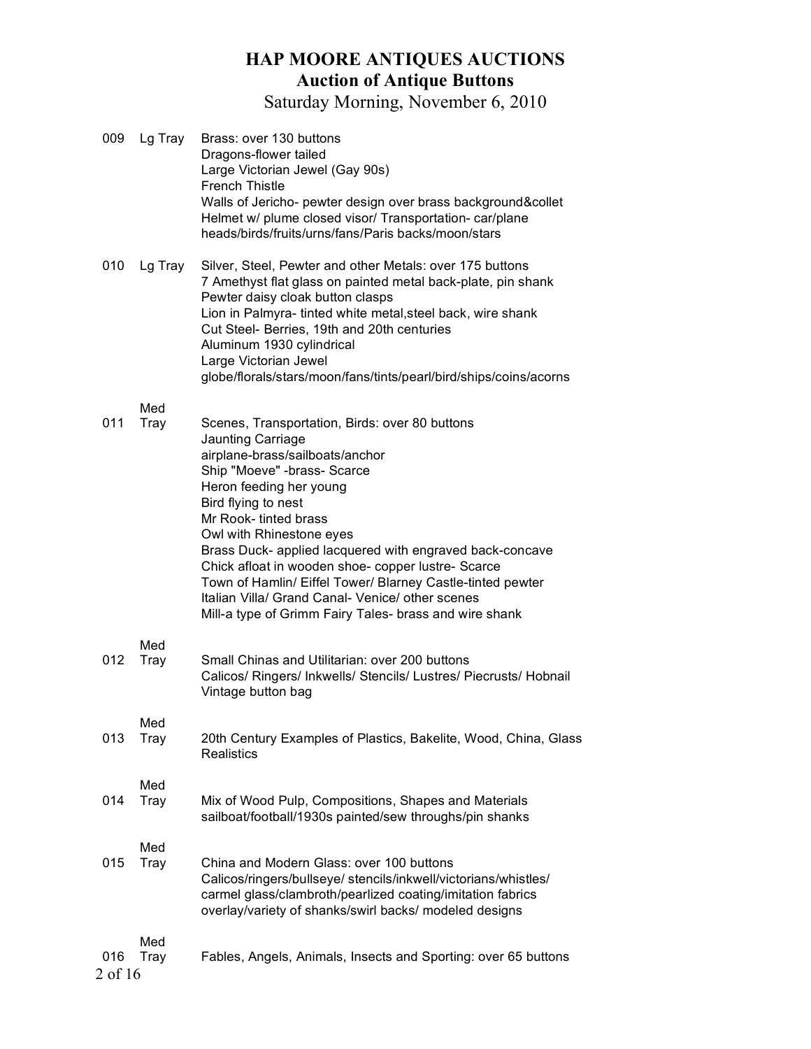# HAP MOORE ANTIQUES AUCTIONS

## Auction of Antique Buttons

Saturday Morning, November 6, 2010

| Lot | Size | Description |
|---|---|---|
| 009 | Lg Tray | Brass: over 130 buttons<br>Dragons-flower tailed<br>Large Victorian Jewel (Gay 90s)<br>French Thistle<br>Walls of Jericho- pewter design over brass background&collet<br>Helmet w/ plume closed visor/ Transportation- car/plane<br>heads/birds/fruits/urns/fans/Paris backs/moon/stars |
| 010 | Lg Tray | Silver, Steel, Pewter and other Metals: over 175 buttons<br>7 Amethyst flat glass on painted metal back-plate, pin shank<br>Pewter daisy cloak button clasps<br>Lion in Palmyra- tinted white metal,steel back, wire shank<br>Cut Steel- Berries, 19th and 20th centuries<br>Aluminum 1930 cylindrical<br>Large Victorian Jewel<br>globe/florals/stars/moon/fans/tints/pearl/bird/ships/coins/acorns |
| 011 | Med Tray | Scenes, Transportation, Birds: over 80 buttons<br>Jaunting Carriage<br>airplane-brass/sailboats/anchor<br>Ship "Moeve" -brass- Scarce<br>Heron feeding her young<br>Bird flying to nest<br>Mr Rook- tinted brass<br>Owl with Rhinestone eyes<br>Brass Duck- applied lacquered with engraved back-concave<br>Chick afloat in wooden shoe- copper lustre- Scarce<br>Town of Hamlin/ Eiffel Tower/ Blarney Castle-tinted pewter<br>Italian Villa/ Grand Canal- Venice/ other scenes<br>Mill-a type of Grimm Fairy Tales- brass and wire shank |
| 012 | Med Tray | Small Chinas and Utilitarian: over 200 buttons<br>Calicos/ Ringers/ Inkwells/ Stencils/ Lustres/ Piecrusts/ Hobnail<br>Vintage button bag |
| 013 | Med Tray | 20th Century Examples of Plastics, Bakelite, Wood, China, Glass Realistics |
| 014 | Med Tray | Mix of Wood Pulp, Compositions, Shapes and Materials<br>sailboat/football/1930s painted/sew throughs/pin shanks |
| 015 | Med Tray | China and Modern Glass: over 100 buttons<br>Calicos/ringers/bullseye/ stencils/inkwell/victorians/whistles/<br>carmel glass/clambroth/pearlized coating/imitation fabrics<br>overlay/variety of shanks/swirl backs/ modeled designs |
| 016 | Med Tray | Fables, Angels, Animals, Insects and Sporting: over 65 buttons |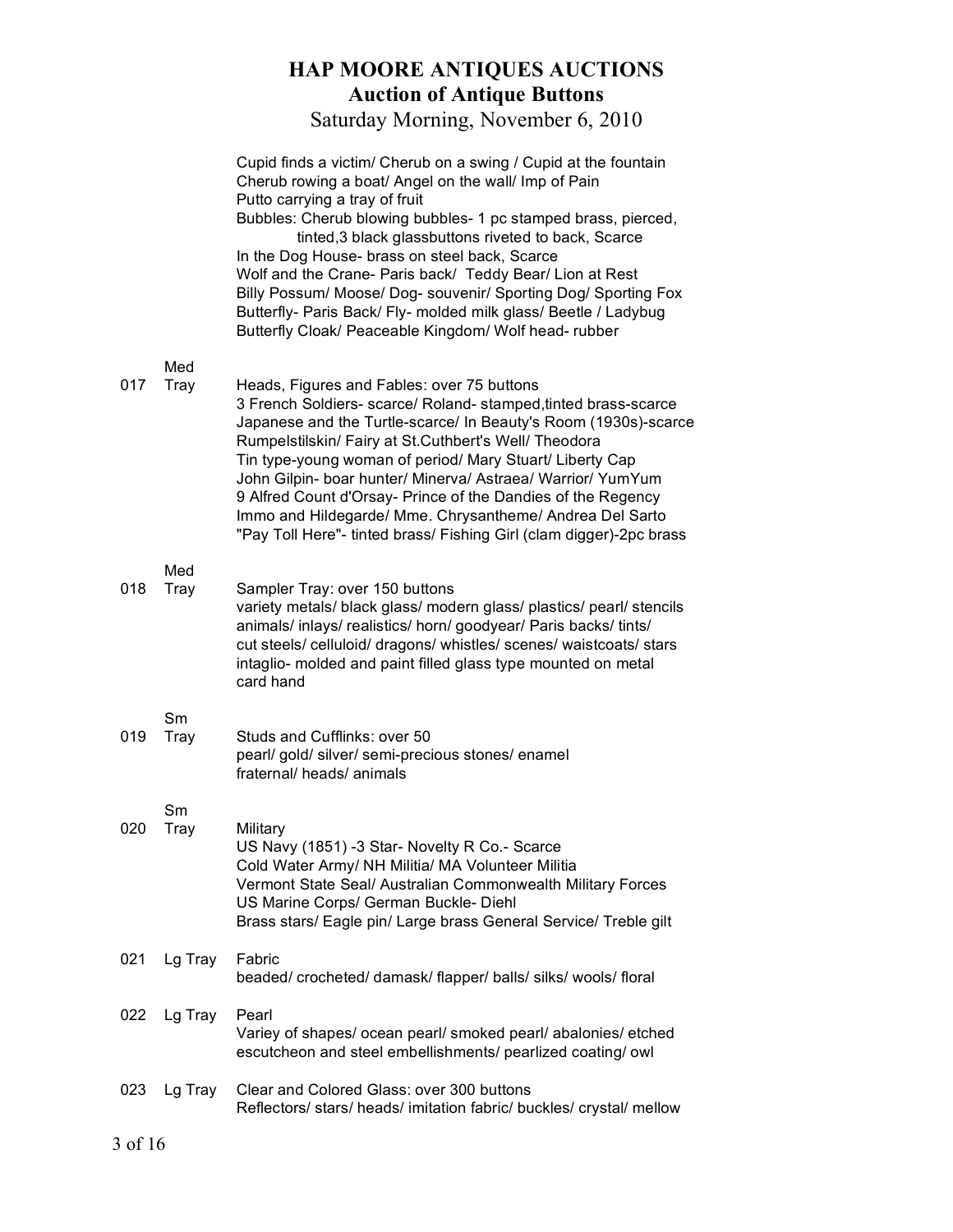# HAP MOORE ANTIQUES AUCTIONS
## Auction of Antique Buttons
### Saturday Morning, November 6, 2010

Cupid finds a victim/ Cherub on a swing / Cupid at the fountain
Cherub rowing a boat/ Angel on the wall/ Imp of Pain
Putto carrying a tray of fruit
Bubbles: Cherub blowing bubbles- 1 pc stamped brass, pierced, tinted,3 black glassbuttons riveted to back, Scarce
In the Dog House- brass on steel back, Scarce
Wolf and the Crane- Paris back/ Teddy Bear/ Lion at Rest
Billy Possum/ Moose/ Dog- souvenir/ Sporting Dog/ Sporting Fox
Butterfly- Paris Back/ Fly- molded milk glass/ Beetle / Ladybug
Butterfly Cloak/ Peaceable Kingdom/ Wolf head- rubber

| Lot | Size | Description |
|---|---|---|
| 017 | Med Tray | Heads, Figures and Fables: over 75 buttons<br>3 French Soldiers- scarce/ Roland- stamped,tinted brass-scarce<br>Japanese and the Turtle-scarce/ In Beauty's Room (1930s)-scarce<br>Rumpelstilskin/ Fairy at St.Cuthbert's Well/ Theodora<br>Tin type-young woman of period/ Mary Stuart/ Liberty Cap<br>John Gilpin- boar hunter/ Minerva/ Astraea/ Warrior/ YumYum<br>9 Alfred Count d'Orsay- Prince of the Dandies of the Regency<br>Immo and Hildegarde/ Mme. Chrysantheme/ Andrea Del Sarto<br>"Pay Toll Here"- tinted brass/ Fishing Girl (clam digger)-2pc brass |
| 018 | Med Tray | Sampler Tray: over 150 buttons<br>variety metals/ black glass/ modern glass/ plastics/ pearl/ stencils<br>animals/ inlays/ realistics/ horn/ goodyear/ Paris backs/ tints/<br>cut steels/ celluloid/ dragons/ whistles/ scenes/ waistcoats/ stars<br>intaglio- molded and paint filled glass type mounted on metal<br>card hand |
| 019 | Sm Tray | Studs and Cufflinks: over 50<br>pearl/ gold/ silver/ semi-precious stones/ enamel<br>fraternal/ heads/ animals |
| 020 | Sm Tray | Military<br>US Navy (1851) -3 Star- Novelty R Co.- Scarce<br>Cold Water Army/ NH Militia/ MA Volunteer Militia<br>Vermont State Seal/ Australian Commonwealth Military Forces<br>US Marine Corps/ German Buckle- Diehl<br>Brass stars/ Eagle pin/ Large brass General Service/ Treble gilt |
| 021 | Lg Tray | Fabric<br>beaded/ crocheted/ damask/ flapper/ balls/ silks/ wools/ floral |
| 022 | Lg Tray | Pearl<br>Variey of shapes/ ocean pearl/ smoked pearl/ abalonies/ etched<br>escutcheon and steel embellishments/ pearlized coating/ owl |
| 023 | Lg Tray | Clear and Colored Glass: over 300 buttons<br>Reflectors/ stars/ heads/ imitation fabric/ buckles/ crystal/ mellow |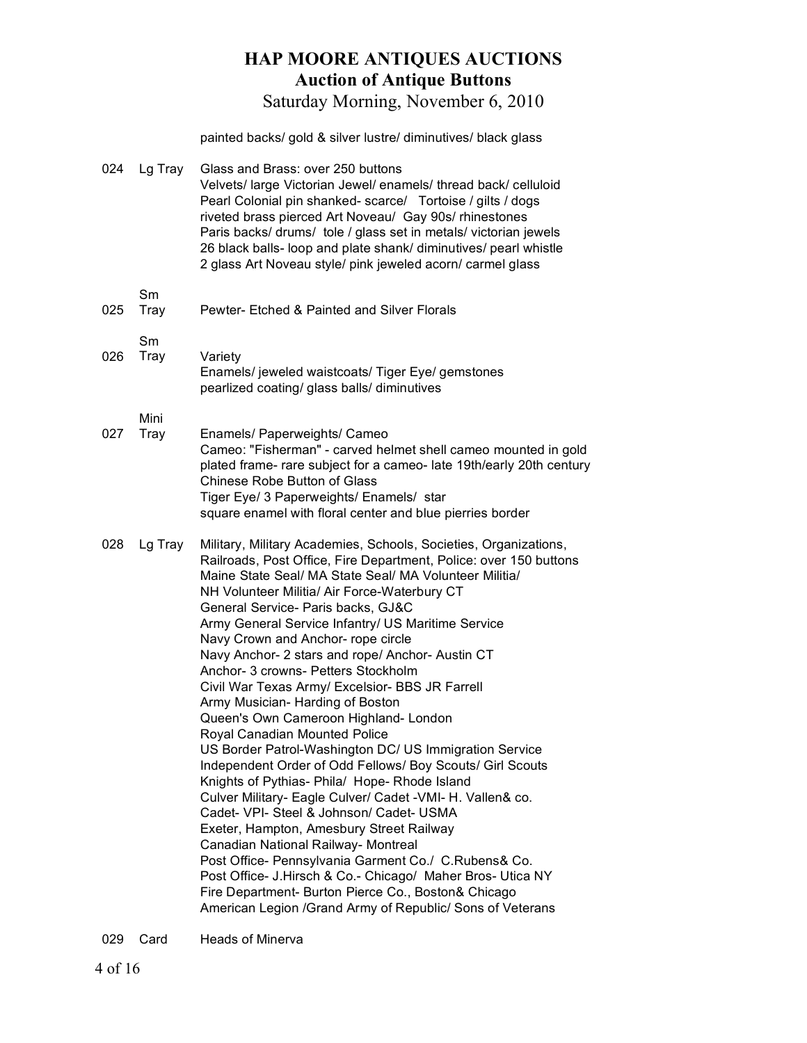| Lot | Size | Description |
|---|---|---|
| | | painted backs/ gold & silver lustre/ diminutives/ black glass |
| 024 | Lg Tray | Glass and Brass: over 250 buttons<br>Velvets/ large Victorian Jewel/ enamels/ thread back/ celluloid<br>Pearl Colonial pin shanked- scarce/ Tortoise / gilts / dogs<br>riveted brass pierced Art Noveau/ Gay 90s/ rhinestones<br>Paris backs/ drums/ tole / glass set in metals/ victorian jewels<br>26 black balls- loop and plate shank/ diminutives/ pearl whistle<br>2 glass Art Noveau style/ pink jeweled acorn/ carmel glass |
| 025 | Sm Tray | Pewter- Etched & Painted and Silver Florals |
| 026 | Sm Tray | Variety<br>Enamels/ jeweled waistcoats/ Tiger Eye/ gemstones<br>pearlized coating/ glass balls/ diminutives |
| 027 | Mini Tray | Enamels/ Paperweights/ Cameo<br>Cameo: "Fisherman" - carved helmet shell cameo mounted in gold plated frame- rare subject for a cameo- late 19th/early 20th century<br>Chinese Robe Button of Glass<br>Tiger Eye/ 3 Paperweights/ Enamels/ star<br>square enamel with floral center and blue pierries border |
| 028 | Lg Tray | Military, Military Academies, Schools, Societies, Organizations, Railroads, Post Office, Fire Department, Police: over 150 buttons<br>Maine State Seal/ MA State Seal/ MA Volunteer Militia/<br>NH Volunteer Militia/ Air Force-Waterbury CT<br>General Service- Paris backs, GJ&C<br>Army General Service Infantry/ US Maritime Service<br>Navy Crown and Anchor- rope circle<br>Navy Anchor- 2 stars and rope/ Anchor- Austin CT<br>Anchor- 3 crowns- Petters Stockholm<br>Civil War Texas Army/ Excelsior- BBS JR Farrell<br>Army Musician- Harding of Boston<br>Queen's Own Cameroon Highland- London<br>Royal Canadian Mounted Police<br>US Border Patrol-Washington DC/ US Immigration Service<br>Independent Order of Odd Fellows/ Boy Scouts/ Girl Scouts<br>Knights of Pythias- Phila/ Hope- Rhode Island<br>Culver Military- Eagle Culver/ Cadet -VMI- H. Vallen& co.<br>Cadet- VPI- Steel & Johnson/ Cadet- USMA<br>Exeter, Hampton, Amesbury Street Railway<br>Canadian National Railway- Montreal<br>Post Office- Pennsylvania Garment Co./ C.Rubens& Co.<br>Post Office- J.Hirsch & Co.- Chicago/ Maher Bros- Utica NY<br>Fire Department- Burton Pierce Co., Boston& Chicago<br>American Legion /Grand Army of Republic/ Sons of Veterans |
| 029 | Card | Heads of Minerva |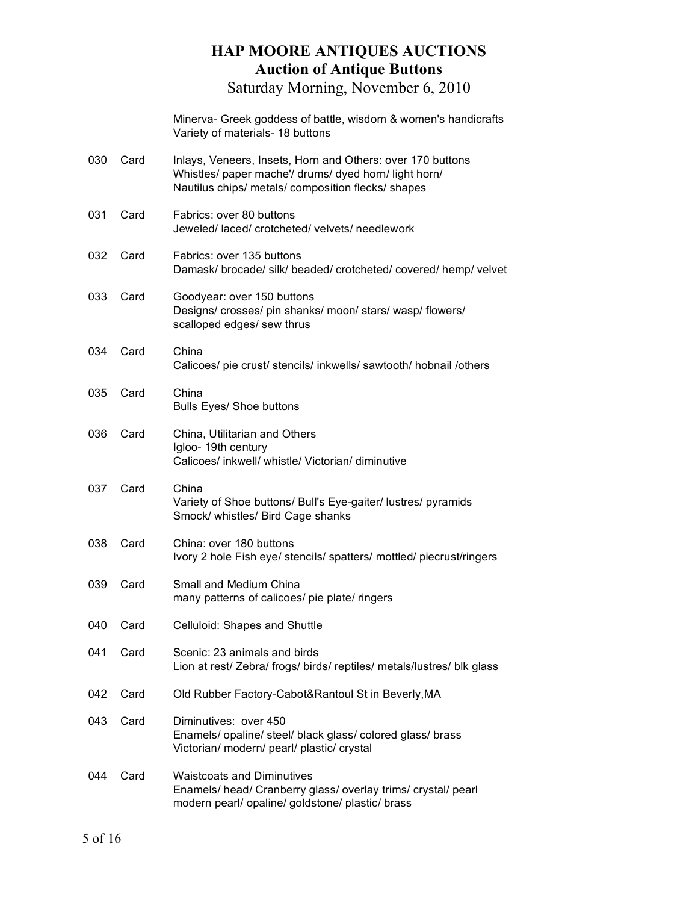# HAP MOORE ANTIQUES AUCTIONS
## Auction of Antique Buttons
Saturday Morning, November 6, 2010

| | | |
|---|---|---|
| | | Minerva- Greek goddess of battle, wisdom & women's handicrafts<br>Variety of materials- 18 buttons |
| 030 | Card | Inlays, Veneers, Insets, Horn and Others: over 170 buttons<br>Whistles/ paper mache'/ drums/ dyed horn/ light horn/<br>Nautilus chips/ metals/ composition flecks/ shapes |
| 031 | Card | Fabrics: over 80 buttons<br>Jeweled/ laced/ crotcheted/ velvets/ needlework |
| 032 | Card | Fabrics: over 135 buttons<br>Damask/ brocade/ silk/ beaded/ crotcheted/ covered/ hemp/ velvet |
| 033 | Card | Goodyear: over 150 buttons<br>Designs/ crosses/ pin shanks/ moon/ stars/ wasp/ flowers/<br>scalloped edges/ sew thrus |
| 034 | Card | China<br>Calicoes/ pie crust/ stencils/ inkwells/ sawtooth/ hobnail /others |
| 035 | Card | China<br>Bulls Eyes/ Shoe buttons |
| 036 | Card | China, Utilitarian and Others<br>Igloo- 19th century<br>Calicoes/ inkwell/ whistle/ Victorian/ diminutive |
| 037 | Card | China<br>Variety of Shoe buttons/ Bull's Eye-gaiter/ lustres/ pyramids<br>Smock/ whistles/ Bird Cage shanks |
| 038 | Card | China: over 180 buttons<br>Ivory 2 hole Fish eye/ stencils/ spatters/ mottled/ piecrust/ringers |
| 039 | Card | Small and Medium China<br>many patterns of calicoes/ pie plate/ ringers |
| 040 | Card | Celluloid: Shapes and Shuttle |
| 041 | Card | Scenic: 23 animals and birds<br>Lion at rest/ Zebra/ frogs/ birds/ reptiles/ metals/lustres/ blk glass |
| 042 | Card | Old Rubber Factory-Cabot&Rantoul St in Beverly,MA |
| 043 | Card | Diminutives: over 450<br>Enamels/ opaline/ steel/ black glass/ colored glass/ brass<br>Victorian/ modern/ pearl/ plastic/ crystal |
| 044 | Card | Waistcoats and Diminutives<br>Enamels/ head/ Cranberry glass/ overlay trims/ crystal/ pearl<br>modern pearl/ opaline/ goldstone/ plastic/ brass |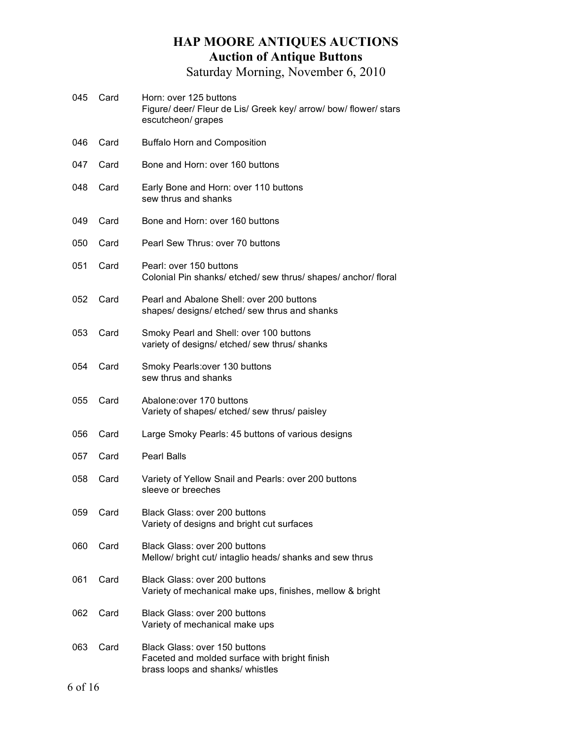# HAP MOORE ANTIQUES AUCTIONS
## Auction of Antique Buttons
### Saturday Morning, November 6, 2010

| | | |
|---|---|---|
| 045 | Card | Horn: over 125 buttons<br>Figure/ deer/ Fleur de Lis/ Greek key/ arrow/ bow/ flower/ stars escutcheon/ grapes |
| 046 | Card | Buffalo Horn and Composition |
| 047 | Card | Bone and Horn: over 160 buttons |
| 048 | Card | Early Bone and Horn: over 110 buttons<br>sew thrus and shanks |
| 049 | Card | Bone and Horn: over 160 buttons |
| 050 | Card | Pearl Sew Thrus: over 70 buttons |
| 051 | Card | Pearl: over 150 buttons<br>Colonial Pin shanks/ etched/ sew thrus/ shapes/ anchor/ floral |
| 052 | Card | Pearl and Abalone Shell: over 200 buttons<br>shapes/ designs/ etched/ sew thrus and shanks |
| 053 | Card | Smoky Pearl and Shell: over 100 buttons<br>variety of designs/ etched/ sew thrus/ shanks |
| 054 | Card | Smoky Pearls:over 130 buttons<br>sew thrus and shanks |
| 055 | Card | Abalone:over 170 buttons<br>Variety of shapes/ etched/ sew thrus/ paisley |
| 056 | Card | Large Smoky Pearls: 45 buttons of various designs |
| 057 | Card | Pearl Balls |
| 058 | Card | Variety of Yellow Snail and Pearls: over 200 buttons<br>sleeve or breeches |
| 059 | Card | Black Glass: over 200 buttons<br>Variety of designs and bright cut surfaces |
| 060 | Card | Black Glass: over 200 buttons<br>Mellow/ bright cut/ intaglio heads/ shanks and sew thrus |
| 061 | Card | Black Glass: over 200 buttons<br>Variety of mechanical make ups, finishes, mellow & bright |
| 062 | Card | Black Glass: over 200 buttons<br>Variety of mechanical make ups |
| 063 | Card | Black Glass: over 150 buttons<br>Faceted and molded surface with bright finish<br>brass loops and shanks/ whistles |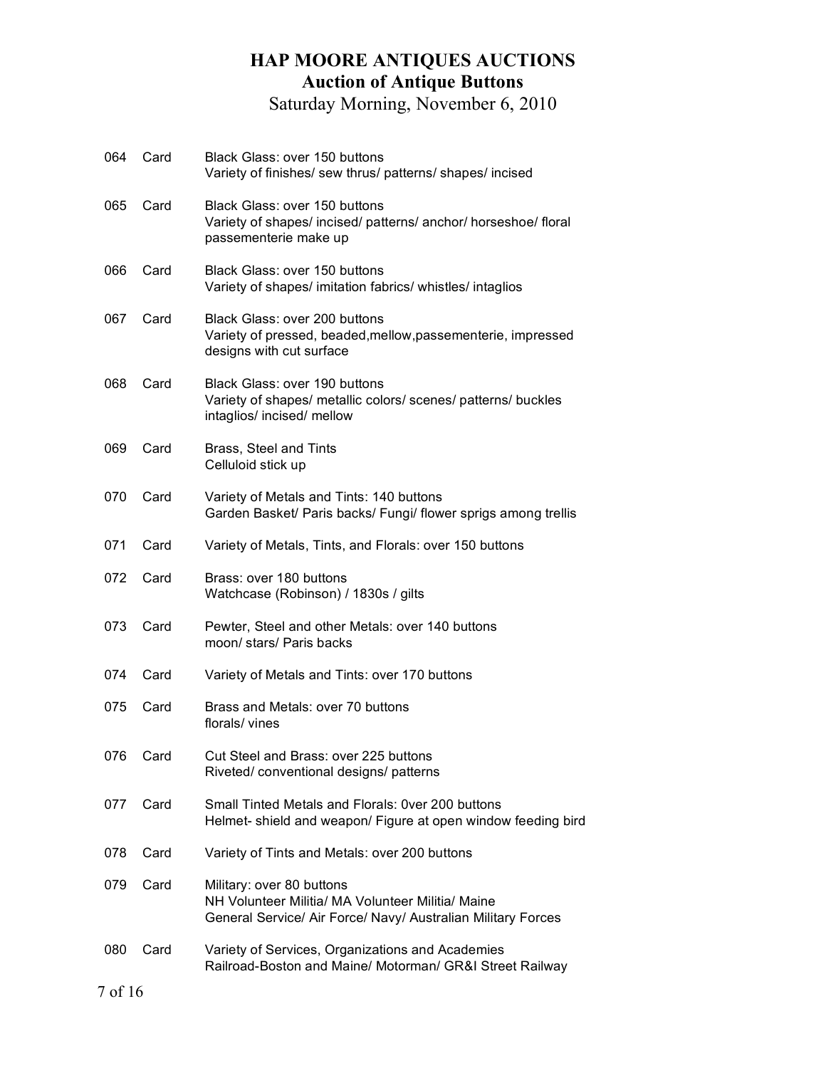# HAP MOORE ANTIQUES AUCTIONS
## Auction of Antique Buttons
Saturday Morning, November 6, 2010

| Lot | Type | Description |
|---|---|---|
| 064 | Card | Black Glass: over 150 buttons<br>Variety of finishes/ sew thrus/ patterns/ shapes/ incised |
| 065 | Card | Black Glass: over 150 buttons<br>Variety of shapes/ incised/ patterns/ anchor/ horseshoe/ floral passementerie make up |
| 066 | Card | Black Glass: over 150 buttons<br>Variety of shapes/ imitation fabrics/ whistles/ intaglios |
| 067 | Card | Black Glass: over 200 buttons<br>Variety of pressed, beaded,mellow,passementerie, impressed designs with cut surface |
| 068 | Card | Black Glass: over 190 buttons<br>Variety of shapes/ metallic colors/ scenes/ patterns/ buckles intaglios/ incised/ mellow |
| 069 | Card | Brass, Steel and Tints<br>Celluloid stick up |
| 070 | Card | Variety of Metals and Tints: 140 buttons<br>Garden Basket/ Paris backs/ Fungi/ flower sprigs among trellis |
| 071 | Card | Variety of Metals, Tints, and Florals: over 150 buttons |
| 072 | Card | Brass: over 180 buttons<br>Watchcase (Robinson) / 1830s / gilts |
| 073 | Card | Pewter, Steel and other Metals: over 140 buttons<br>moon/ stars/ Paris backs |
| 074 | Card | Variety of Metals and Tints: over 170 buttons |
| 075 | Card | Brass and Metals: over 70 buttons<br>florals/ vines |
| 076 | Card | Cut Steel and Brass: over 225 buttons<br>Riveted/ conventional designs/ patterns |
| 077 | Card | Small Tinted Metals and Florals: 0ver 200 buttons<br>Helmet- shield and weapon/ Figure at open window feeding bird |
| 078 | Card | Variety of Tints and Metals: over 200 buttons |
| 079 | Card | Military: over 80 buttons<br>NH Volunteer Militia/ MA Volunteer Militia/ Maine General Service/ Air Force/ Navy/ Australian Military Forces |
| 080 | Card | Variety of Services, Organizations and Academies<br>Railroad-Boston and Maine/ Motorman/ GR&I Street Railway |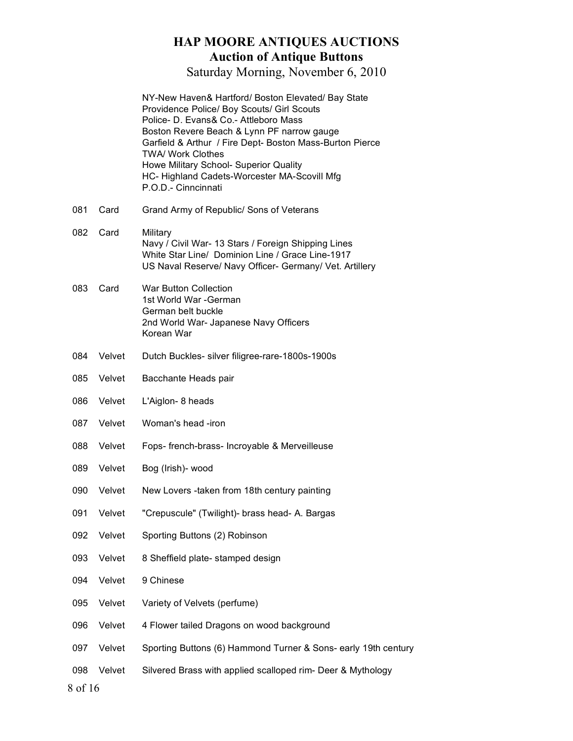# HAP MOORE ANTIQUES AUCTIONS

## Auction of Antique Buttons

Saturday Morning, November 6, 2010

| | | |
|---|---|---|
| | | NY-New Haven& Hartford/ Boston Elevated/ Bay State<br>Providence Police/ Boy Scouts/ Girl Scouts<br>Police- D. Evans& Co.- Attleboro Mass<br>Boston Revere Beach & Lynn PF narrow gauge<br>Garfield & Arthur / Fire Dept- Boston Mass-Burton Pierce<br>TWA/ Work Clothes<br>Howe Military School- Superior Quality<br>HC- Highland Cadets-Worcester MA-Scovill Mfg<br>P.O.D.- Cinncinnati |
| 081 | Card | Grand Army of Republic/ Sons of Veterans |
| 082 | Card | Military<br>Navy / Civil War- 13 Stars / Foreign Shipping Lines<br>White Star Line/ Dominion Line / Grace Line-1917<br>US Naval Reserve/ Navy Officer- Germany/ Vet. Artillery |
| 083 | Card | War Button Collection<br>1st World War -German<br>German belt buckle<br>2nd World War- Japanese Navy Officers<br>Korean War |
| 084 | Velvet | Dutch Buckles- silver filigree-rare-1800s-1900s |
| 085 | Velvet | Bacchante Heads pair |
| 086 | Velvet | L'Aiglon- 8 heads |
| 087 | Velvet | Woman's head -iron |
| 088 | Velvet | Fops- french-brass- Incroyable & Merveilleuse |
| 089 | Velvet | Bog (Irish)- wood |
| 090 | Velvet | New Lovers -taken from 18th century painting |
| 091 | Velvet | "Crepuscule" (Twilight)- brass head- A. Bargas |
| 092 | Velvet | Sporting Buttons (2) Robinson |
| 093 | Velvet | 8 Sheffield plate- stamped design |
| 094 | Velvet | 9 Chinese |
| 095 | Velvet | Variety of Velvets (perfume) |
| 096 | Velvet | 4 Flower tailed Dragons on wood background |
| 097 | Velvet | Sporting Buttons (6) Hammond Turner & Sons- early 19th century |
| 098 | Velvet | Silvered Brass with applied scalloped rim- Deer & Mythology |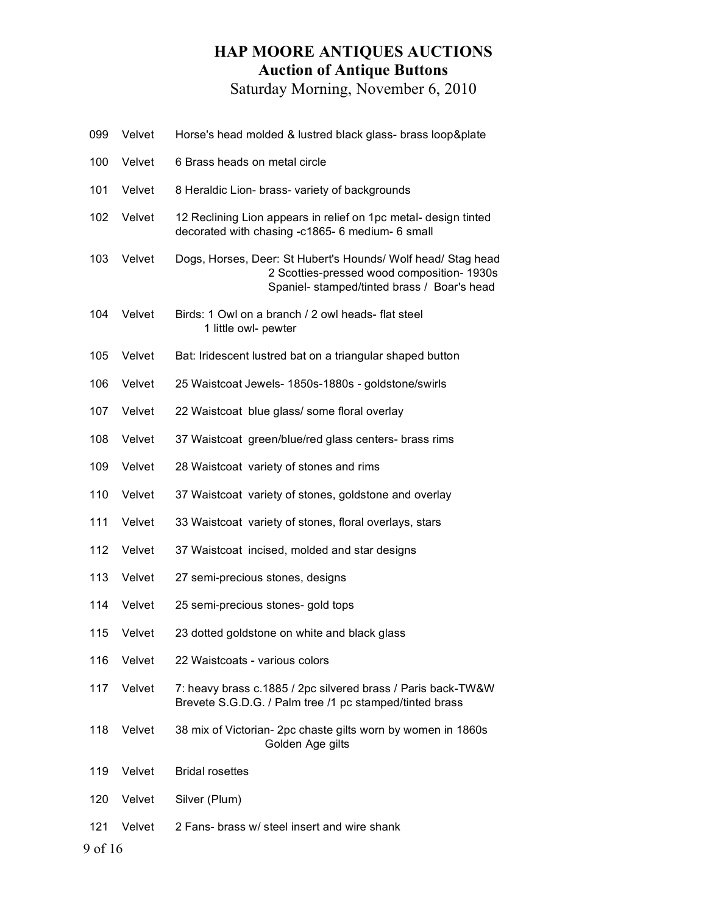# HAP MOORE ANTIQUES AUCTIONS

## Auction of Antique Buttons

Saturday Morning, November 6, 2010

| | | |
|---|---|---|
| 099 | Velvet | Horse's head molded & lustred black glass- brass loop&plate |
| 100 | Velvet | 6 Brass heads on metal circle |
| 101 | Velvet | 8 Heraldic Lion- brass- variety of backgrounds |
| 102 | Velvet | 12 Reclining Lion appears in relief on 1pc metal- design tinted decorated with chasing -c1865- 6 medium- 6 small |
| 103 | Velvet | Dogs, Horses, Deer: St Hubert's Hounds/ Wolf head/ Stag head<br>2 Scotties-pressed wood composition- 1930s<br>Spaniel- stamped/tinted brass / Boar's head |
| 104 | Velvet | Birds: 1 Owl on a branch / 2 owl heads- flat steel<br>1 little owl- pewter |
| 105 | Velvet | Bat: Iridescent lustred bat on a triangular shaped button |
| 106 | Velvet | 25 Waistcoat Jewels- 1850s-1880s - goldstone/swirls |
| 107 | Velvet | 22 Waistcoat blue glass/ some floral overlay |
| 108 | Velvet | 37 Waistcoat green/blue/red glass centers- brass rims |
| 109 | Velvet | 28 Waistcoat variety of stones and rims |
| 110 | Velvet | 37 Waistcoat variety of stones, goldstone and overlay |
| 111 | Velvet | 33 Waistcoat variety of stones, floral overlays, stars |
| 112 | Velvet | 37 Waistcoat incised, molded and star designs |
| 113 | Velvet | 27 semi-precious stones, designs |
| 114 | Velvet | 25 semi-precious stones- gold tops |
| 115 | Velvet | 23 dotted goldstone on white and black glass |
| 116 | Velvet | 22 Waistcoats - various colors |
| 117 | Velvet | 7: heavy brass c.1885 / 2pc silvered brass / Paris back-TW&W Brevete S.G.D.G. / Palm tree /1 pc stamped/tinted brass |
| 118 | Velvet | 38 mix of Victorian- 2pc chaste gilts worn by women in 1860s<br>Golden Age gilts |
| 119 | Velvet | Bridal rosettes |
| 120 | Velvet | Silver (Plum) |
| 121 | Velvet | 2 Fans- brass w/ steel insert and wire shank |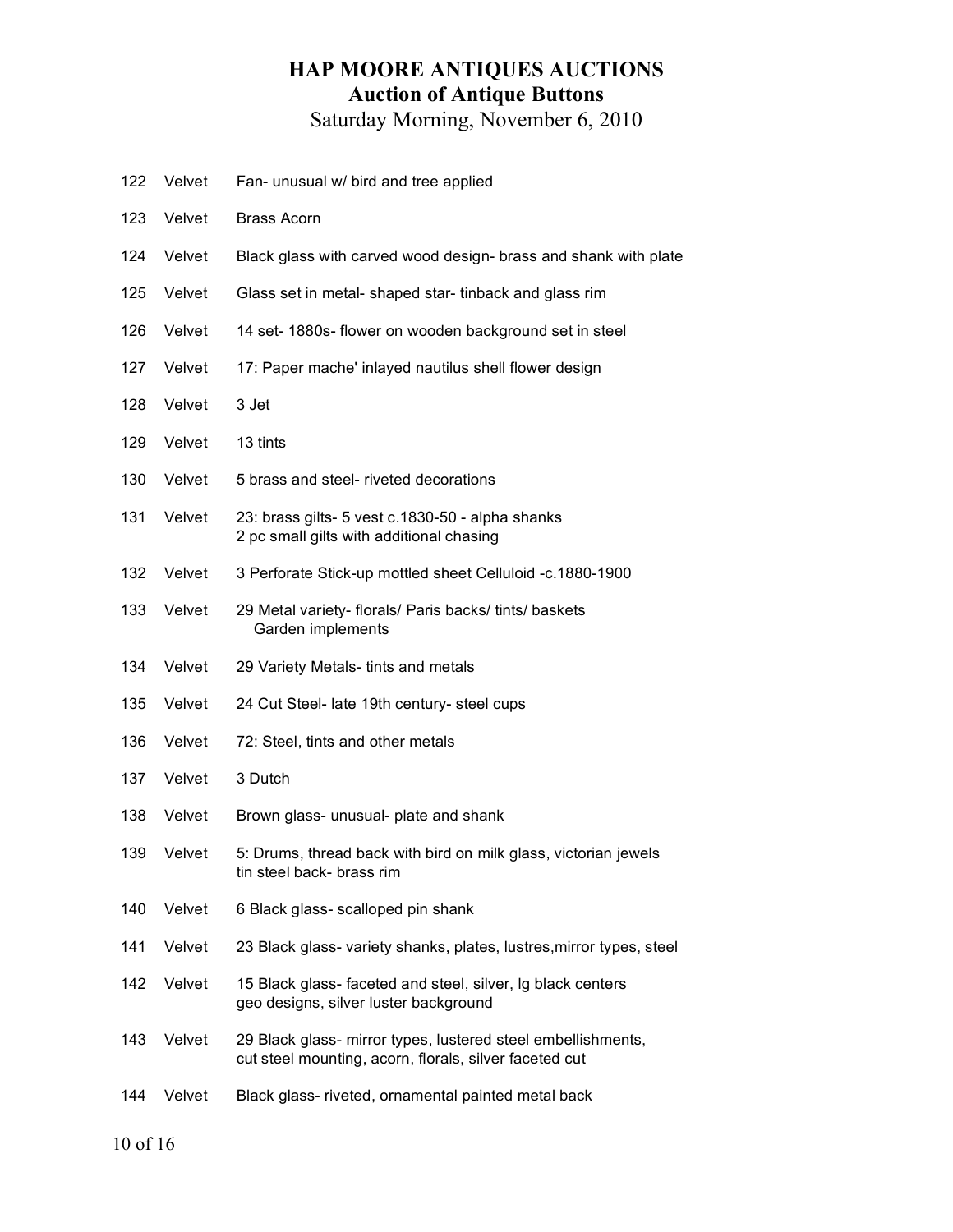# HAP MOORE ANTIQUES AUCTIONS

## Auction of Antique Buttons

Saturday Morning, November 6, 2010

| | | |
|---|---|---|
| 122 | Velvet | Fan- unusual w/ bird and tree applied |
| 123 | Velvet | Brass Acorn |
| 124 | Velvet | Black glass with carved wood design- brass and shank with plate |
| 125 | Velvet | Glass set in metal- shaped star- tinback and glass rim |
| 126 | Velvet | 14 set- 1880s- flower on wooden background set in steel |
| 127 | Velvet | 17: Paper mache' inlayed nautilus shell flower design |
| 128 | Velvet | 3 Jet |
| 129 | Velvet | 13 tints |
| 130 | Velvet | 5 brass and steel- riveted decorations |
| 131 | Velvet | 23: brass gilts- 5 vest c.1830-50 - alpha shanks 2 pc small gilts with additional chasing |
| 132 | Velvet | 3 Perforate Stick-up mottled sheet Celluloid -c.1880-1900 |
| 133 | Velvet | 29 Metal variety- florals/ Paris backs/ tints/ baskets Garden implements |
| 134 | Velvet | 29 Variety Metals- tints and metals |
| 135 | Velvet | 24 Cut Steel- late 19th century- steel cups |
| 136 | Velvet | 72: Steel, tints and other metals |
| 137 | Velvet | 3 Dutch |
| 138 | Velvet | Brown glass- unusual- plate and shank |
| 139 | Velvet | 5: Drums, thread back with bird on milk glass, victorian jewels tin steel back- brass rim |
| 140 | Velvet | 6 Black glass- scalloped pin shank |
| 141 | Velvet | 23 Black glass- variety shanks, plates, lustres,mirror types, steel |
| 142 | Velvet | 15 Black glass- faceted and steel, silver, lg black centers geo designs, silver luster background |
| 143 | Velvet | 29 Black glass- mirror types, lustered steel embellishments, cut steel mounting, acorn, florals, silver faceted cut |
| 144 | Velvet | Black glass- riveted, ornamental painted metal back |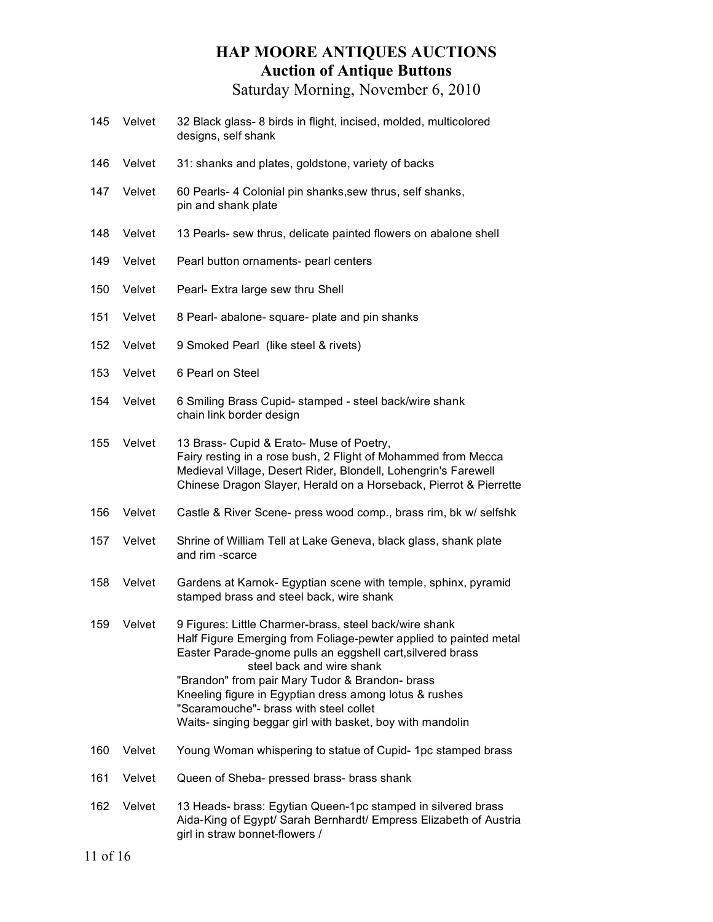# HAP MOORE ANTIQUES AUCTIONS

## Auction of Antique Buttons

Saturday Morning, November 6, 2010

| | | |
|---|---|---|
| 145 | Velvet | 32 Black glass- 8 birds in flight, incised, molded, multicolored designs, self shank |
| 146 | Velvet | 31: shanks and plates, goldstone, variety of backs |
| 147 | Velvet | 60 Pearls- 4 Colonial pin shanks,sew thrus, self shanks, pin and shank plate |
| 148 | Velvet | 13 Pearls- sew thrus, delicate painted flowers on abalone shell |
| 149 | Velvet | Pearl button ornaments- pearl centers |
| 150 | Velvet | Pearl- Extra large sew thru Shell |
| 151 | Velvet | 8 Pearl- abalone- square- plate and pin shanks |
| 152 | Velvet | 9 Smoked Pearl (like steel & rivets) |
| 153 | Velvet | 6 Pearl on Steel |
| 154 | Velvet | 6 Smiling Brass Cupid- stamped - steel back/wire shank chain link border design |
| 155 | Velvet | 13 Brass- Cupid & Erato- Muse of Poetry, Fairy resting in a rose bush, 2 Flight of Mohammed from Mecca Medieval Village, Desert Rider, Blondell, Lohengrin's Farewell Chinese Dragon Slayer, Herald on a Horseback, Pierrot & Pierrette |
| 156 | Velvet | Castle & River Scene- press wood comp., brass rim, bk w/ selfshk |
| 157 | Velvet | Shrine of William Tell at Lake Geneva, black glass, shank plate and rim -scarce |
| 158 | Velvet | Gardens at Karnok- Egyptian scene with temple, sphinx, pyramid stamped brass and steel back, wire shank |
| 159 | Velvet | 9 Figures: Little Charmer-brass, steel back/wire shank<br>Half Figure Emerging from Foliage-pewter applied to painted metal<br>Easter Parade-gnome pulls an eggshell cart,silvered brass steel back and wire shank<br>"Brandon" from pair Mary Tudor & Brandon- brass<br>Kneeling figure in Egyptian dress among lotus & rushes<br>"Scaramouche"- brass with steel collet<br>Waits- singing beggar girl with basket, boy with mandolin |
| 160 | Velvet | Young Woman whispering to statue of Cupid- 1pc stamped brass |
| 161 | Velvet | Queen of Sheba- pressed brass- brass shank |
| 162 | Velvet | 13 Heads- brass: Egytian Queen-1pc stamped in silvered brass Aida-King of Egypt/ Sarah Bernhardt/ Empress Elizabeth of Austria girl in straw bonnet-flowers / |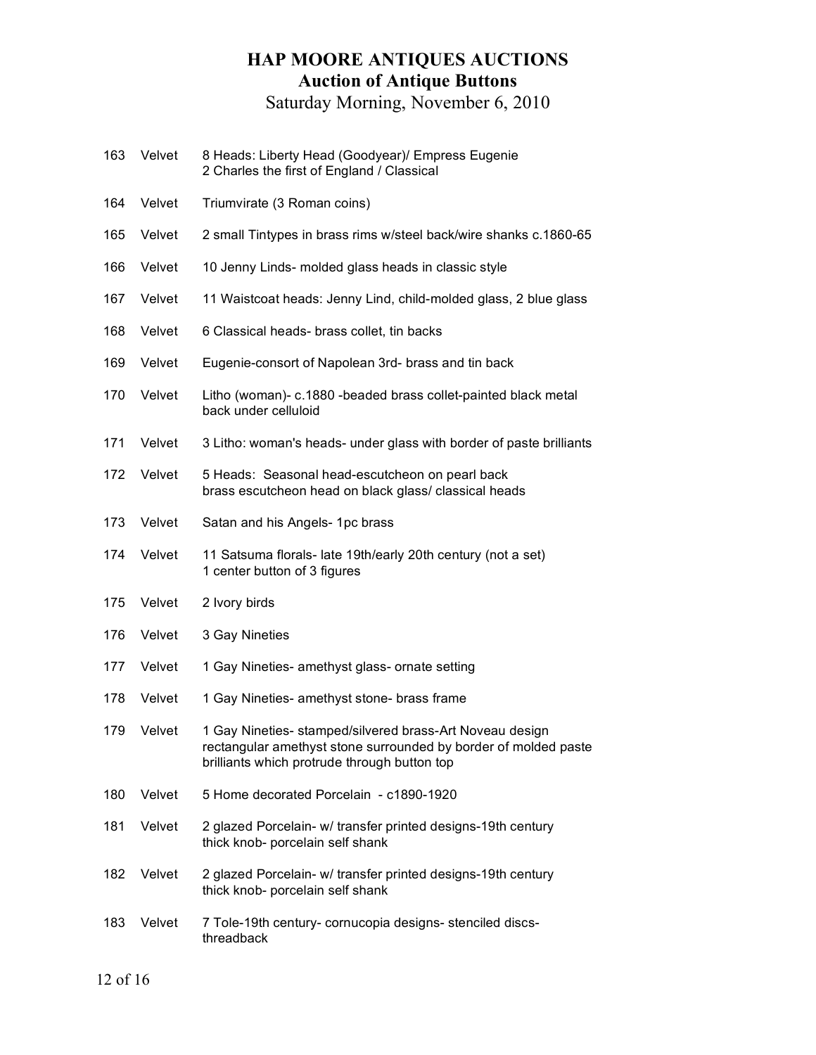# HAP MOORE ANTIQUES AUCTIONS

## Auction of Antique Buttons

Saturday Morning, November 6, 2010

| | | |
|---|---|---|
| 163 | Velvet | 8 Heads: Liberty Head (Goodyear)/ Empress Eugenie<br>2 Charles the first of England / Classical |
| 164 | Velvet | Triumvirate (3 Roman coins) |
| 165 | Velvet | 2 small Tintypes in brass rims w/steel back/wire shanks c.1860-65 |
| 166 | Velvet | 10 Jenny Linds- molded glass heads in classic style |
| 167 | Velvet | 11 Waistcoat heads: Jenny Lind, child-molded glass, 2 blue glass |
| 168 | Velvet | 6 Classical heads- brass collet, tin backs |
| 169 | Velvet | Eugenie-consort of Napolean 3rd- brass and tin back |
| 170 | Velvet | Litho (woman)- c.1880 -beaded brass collet-painted black metal back under celluloid |
| 171 | Velvet | 3 Litho: woman's heads- under glass with border of paste brilliants |
| 172 | Velvet | 5 Heads: Seasonal head-escutcheon on pearl back<br>brass escutcheon head on black glass/ classical heads |
| 173 | Velvet | Satan and his Angels- 1pc brass |
| 174 | Velvet | 11 Satsuma florals- late 19th/early 20th century (not a set)<br>1 center button of 3 figures |
| 175 | Velvet | 2 Ivory birds |
| 176 | Velvet | 3 Gay Nineties |
| 177 | Velvet | 1 Gay Nineties- amethyst glass- ornate setting |
| 178 | Velvet | 1 Gay Nineties- amethyst stone- brass frame |
| 179 | Velvet | 1 Gay Nineties- stamped/silvered brass-Art Noveau design rectangular amethyst stone surrounded by border of molded paste brilliants which protrude through button top |
| 180 | Velvet | 5 Home decorated Porcelain - c1890-1920 |
| 181 | Velvet | 2 glazed Porcelain- w/ transfer printed designs-19th century<br>thick knob- porcelain self shank |
| 182 | Velvet | 2 glazed Porcelain- w/ transfer printed designs-19th century<br>thick knob- porcelain self shank |
| 183 | Velvet | 7 Tole-19th century- cornucopia designs- stenciled discs- threadback |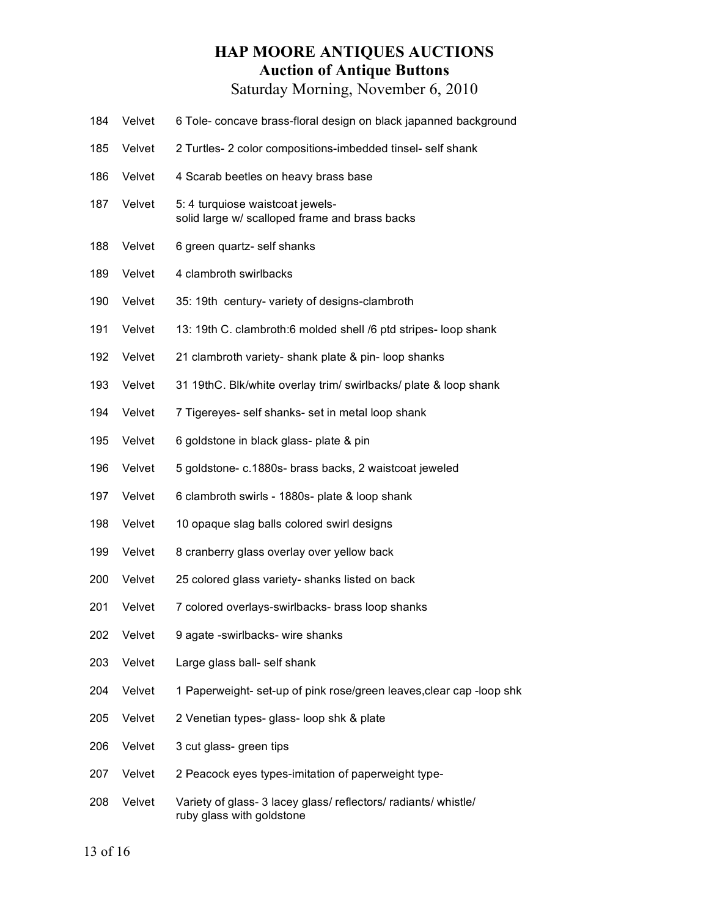# HAP MOORE ANTIQUES AUCTIONS
## Auction of Antique Buttons
### Saturday Morning, November 6, 2010

| | | |
|---|---|---|
| 184 | Velvet | 6 Tole- concave brass-floral design on black japanned background |
| 185 | Velvet | 2 Turtles- 2 color compositions-imbedded tinsel- self shank |
| 186 | Velvet | 4 Scarab beetles on heavy brass base |
| 187 | Velvet | 5: 4 turquiose waistcoat jewels- solid large w/ scalloped frame and brass backs |
| 188 | Velvet | 6 green quartz- self shanks |
| 189 | Velvet | 4 clambroth swirlbacks |
| 190 | Velvet | 35: 19th century- variety of designs-clambroth |
| 191 | Velvet | 13: 19th C. clambroth:6 molded shell /6 ptd stripes- loop shank |
| 192 | Velvet | 21 clambroth variety- shank plate & pin- loop shanks |
| 193 | Velvet | 31 19thC. Blk/white overlay trim/ swirlbacks/ plate & loop shank |
| 194 | Velvet | 7 Tigereyes- self shanks- set in metal loop shank |
| 195 | Velvet | 6 goldstone in black glass- plate & pin |
| 196 | Velvet | 5 goldstone- c.1880s- brass backs, 2 waistcoat jeweled |
| 197 | Velvet | 6 clambroth swirls - 1880s- plate & loop shank |
| 198 | Velvet | 10 opaque slag balls colored swirl designs |
| 199 | Velvet | 8 cranberry glass overlay over yellow back |
| 200 | Velvet | 25 colored glass variety- shanks listed on back |
| 201 | Velvet | 7 colored overlays-swirlbacks- brass loop shanks |
| 202 | Velvet | 9 agate -swirlbacks- wire shanks |
| 203 | Velvet | Large glass ball- self shank |
| 204 | Velvet | 1 Paperweight- set-up of pink rose/green leaves,clear cap -loop shk |
| 205 | Velvet | 2 Venetian types- glass- loop shk & plate |
| 206 | Velvet | 3 cut glass- green tips |
| 207 | Velvet | 2 Peacock eyes types-imitation of paperweight type- |
| 208 | Velvet | Variety of glass- 3 lacey glass/ reflectors/ radiants/ whistle/ ruby glass with goldstone |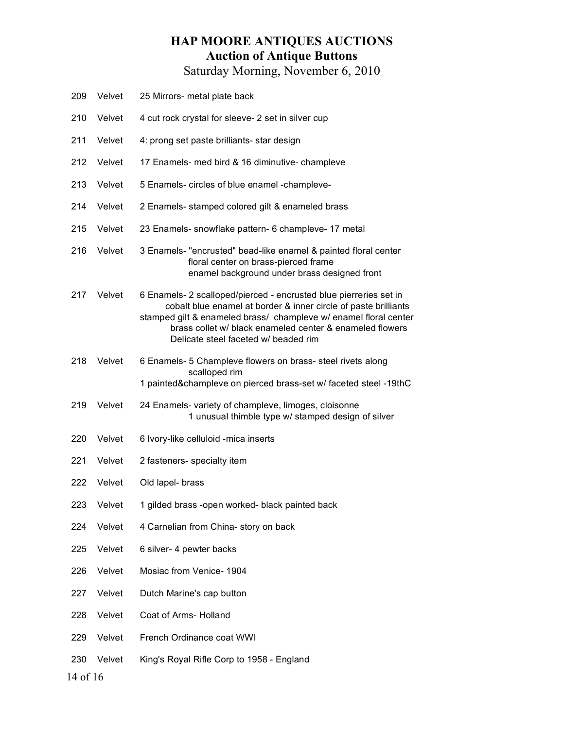# HAP MOORE ANTIQUES AUCTIONS

## Auction of Antique Buttons

Saturday Morning, November 6, 2010

| | | |
|---|---|---|
| 209 | Velvet | 25 Mirrors- metal plate back |
| 210 | Velvet | 4 cut rock crystal for sleeve- 2 set in silver cup |
| 211 | Velvet | 4: prong set paste brilliants- star design |
| 212 | Velvet | 17 Enamels- med bird & 16 diminutive- champleve |
| 213 | Velvet | 5 Enamels- circles of blue enamel -champleve- |
| 214 | Velvet | 2 Enamels- stamped colored gilt & enameled brass |
| 215 | Velvet | 23 Enamels- snowflake pattern- 6 champleve- 17 metal |
| 216 | Velvet | 3 Enamels- "encrusted" bead-like enamel & painted floral center<br>floral center on brass-pierced frame<br>enamel background under brass designed front |
| 217 | Velvet | 6 Enamels- 2 scalloped/pierced - encrusted blue pierreries set in<br>cobalt blue enamel at border & inner circle of paste brilliants<br>stamped gilt & enameled brass/ champleve w/ enamel floral center<br>brass collet w/ black enameled center & enameled flowers<br>Delicate steel faceted w/ beaded rim |
| 218 | Velvet | 6 Enamels- 5 Champleve flowers on brass- steel rivets along<br>scalloped rim<br>1 painted&champleve on pierced brass-set w/ faceted steel -19thC |
| 219 | Velvet | 24 Enamels- variety of champleve, limoges, cloisonne<br>1 unusual thimble type w/ stamped design of silver |
| 220 | Velvet | 6 Ivory-like celluloid -mica inserts |
| 221 | Velvet | 2 fasteners- specialty item |
| 222 | Velvet | Old lapel- brass |
| 223 | Velvet | 1 gilded brass -open worked- black painted back |
| 224 | Velvet | 4 Carnelian from China- story on back |
| 225 | Velvet | 6 silver- 4 pewter backs |
| 226 | Velvet | Mosiac from Venice- 1904 |
| 227 | Velvet | Dutch Marine's cap button |
| 228 | Velvet | Coat of Arms- Holland |
| 229 | Velvet | French Ordinance coat WWI |
| 230 | Velvet | King's Royal Rifle Corp to 1958 - England |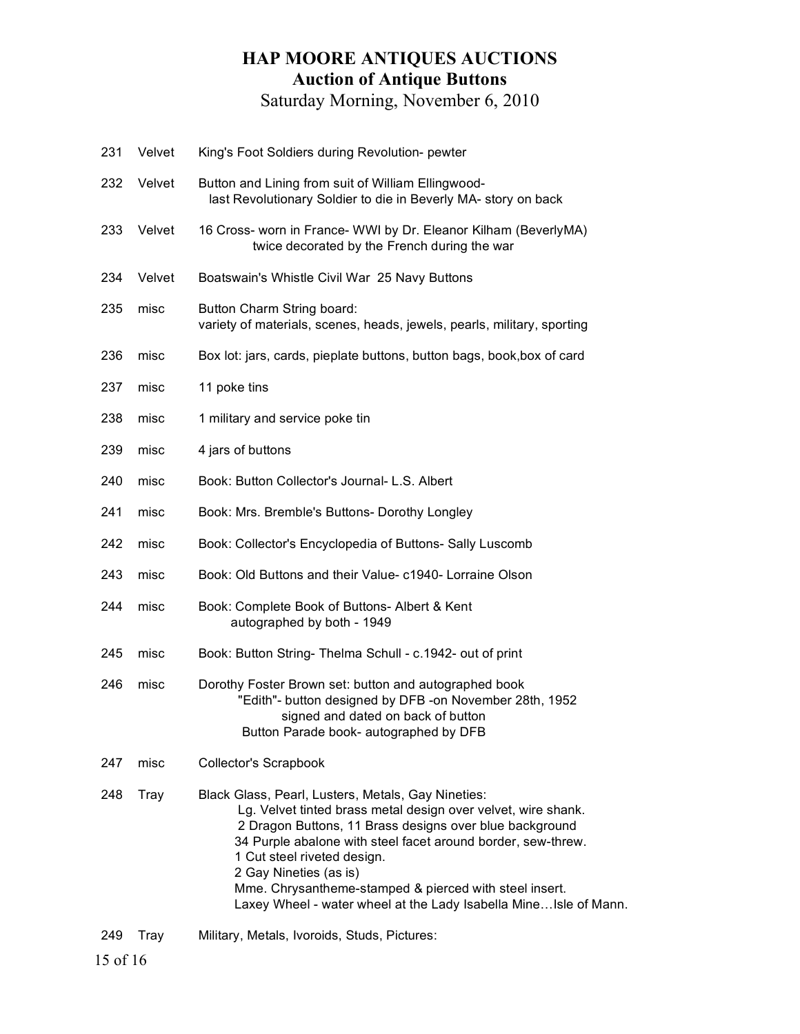# HAP MOORE ANTIQUES AUCTIONS

## Auction of Antique Buttons

Saturday Morning, November 6, 2010

| | | |
|---|---|---|
| 231 | Velvet | King's Foot Soldiers during Revolution- pewter |
| 232 | Velvet | Button and Lining from suit of William Ellingwood- last Revolutionary Soldier to die in Beverly MA- story on back |
| 233 | Velvet | 16 Cross- worn in France- WWI by Dr. Eleanor Kilham (BeverlyMA) twice decorated by the French during the war |
| 234 | Velvet | Boatswain's Whistle Civil War 25 Navy Buttons |
| 235 | misc | Button Charm String board: variety of materials, scenes, heads, jewels, pearls, military, sporting |
| 236 | misc | Box lot: jars, cards, pieplate buttons, button bags, book,box of card |
| 237 | misc | 11 poke tins |
| 238 | misc | 1 military and service poke tin |
| 239 | misc | 4 jars of buttons |
| 240 | misc | Book: Button Collector's Journal- L.S. Albert |
| 241 | misc | Book: Mrs. Bremble's Buttons- Dorothy Longley |
| 242 | misc | Book: Collector's Encyclopedia of Buttons- Sally Luscomb |
| 243 | misc | Book: Old Buttons and their Value- c1940- Lorraine Olson |
| 244 | misc | Book: Complete Book of Buttons- Albert & Kent autographed by both - 1949 |
| 245 | misc | Book: Button String- Thelma Schull - c.1942- out of print |
| 246 | misc | Dorothy Foster Brown set: button and autographed book<br>"Edith"- button designed by DFB -on November 28th, 1952<br>signed and dated on back of button<br>Button Parade book- autographed by DFB |
| 247 | misc | Collector's Scrapbook |
| 248 | Tray | Black Glass, Pearl, Lusters, Metals, Gay Nineties:<br>Lg. Velvet tinted brass metal design over velvet, wire shank.<br>2 Dragon Buttons, 11 Brass designs over blue background<br>34 Purple abalone with steel facet around border, sew-threw.<br>1 Cut steel riveted design.<br>2 Gay Nineties (as is)<br>Mme. Chrysantheme-stamped & pierced with steel insert.<br>Laxey Wheel - water wheel at the Lady Isabella Mine…Isle of Mann. |
| 249 | Tray | Military, Metals, Ivoroids, Studs, Pictures: |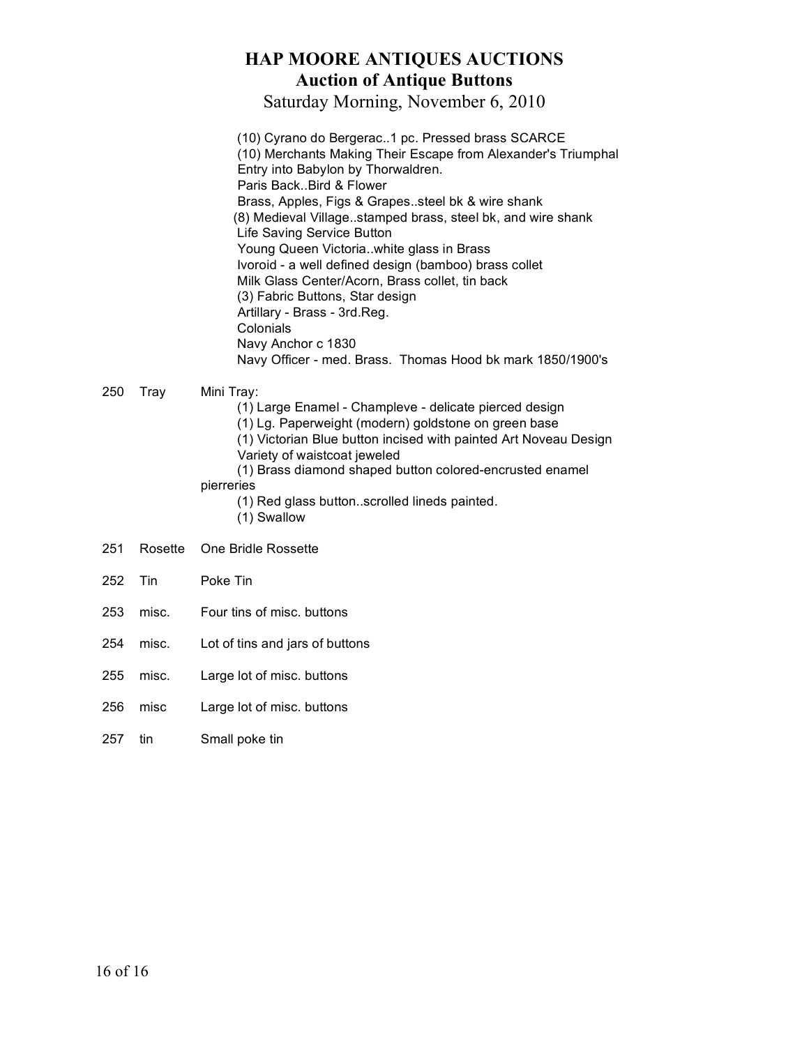# HAP MOORE ANTIQUES AUCTIONS

## Auction of Antique Buttons

Saturday Morning, November 6, 2010

(10) Cyrano do Bergerac..1 pc. Pressed brass SCARCE
(10) Merchants Making Their Escape from Alexander's Triumphal Entry into Babylon by Thorwaldren.
Paris Back..Bird & Flower
Brass, Apples, Figs & Grapes..steel bk & wire shank
(8) Medieval Village..stamped brass, steel bk, and wire shank
Life Saving Service Button
Young Queen Victoria..white glass in Brass
Ivoroid - a well defined design (bamboo) brass collet
Milk Glass Center/Acorn, Brass collet, tin back
(3) Fabric Buttons, Star design
Artillary - Brass - 3rd.Reg.
Colonials
Navy Anchor c 1830
Navy Officer - med. Brass. Thomas Hood bk mark 1850/1900's

| | | |
|---|---|---|
| 250 | Tray | Mini Tray: (1) Large Enamel - Champleve - delicate pierced design (1) Lg. Paperweight (modern) goldstone on green base (1) Victorian Blue button incised with painted Art Noveau Design Variety of waistcoat jeweled (1) Brass diamond shaped button colored-encrusted enamel pierreries (1) Red glass button..scrolled lineds painted. (1) Swallow |
| 251 | Rosette | One Bridle Rossette |
| 252 | Tin | Poke Tin |
| 253 | misc. | Four tins of misc. buttons |
| 254 | misc. | Lot of tins and jars of buttons |
| 255 | misc. | Large lot of misc. buttons |
| 256 | misc | Large lot of misc. buttons |
| 257 | tin | Small poke tin |